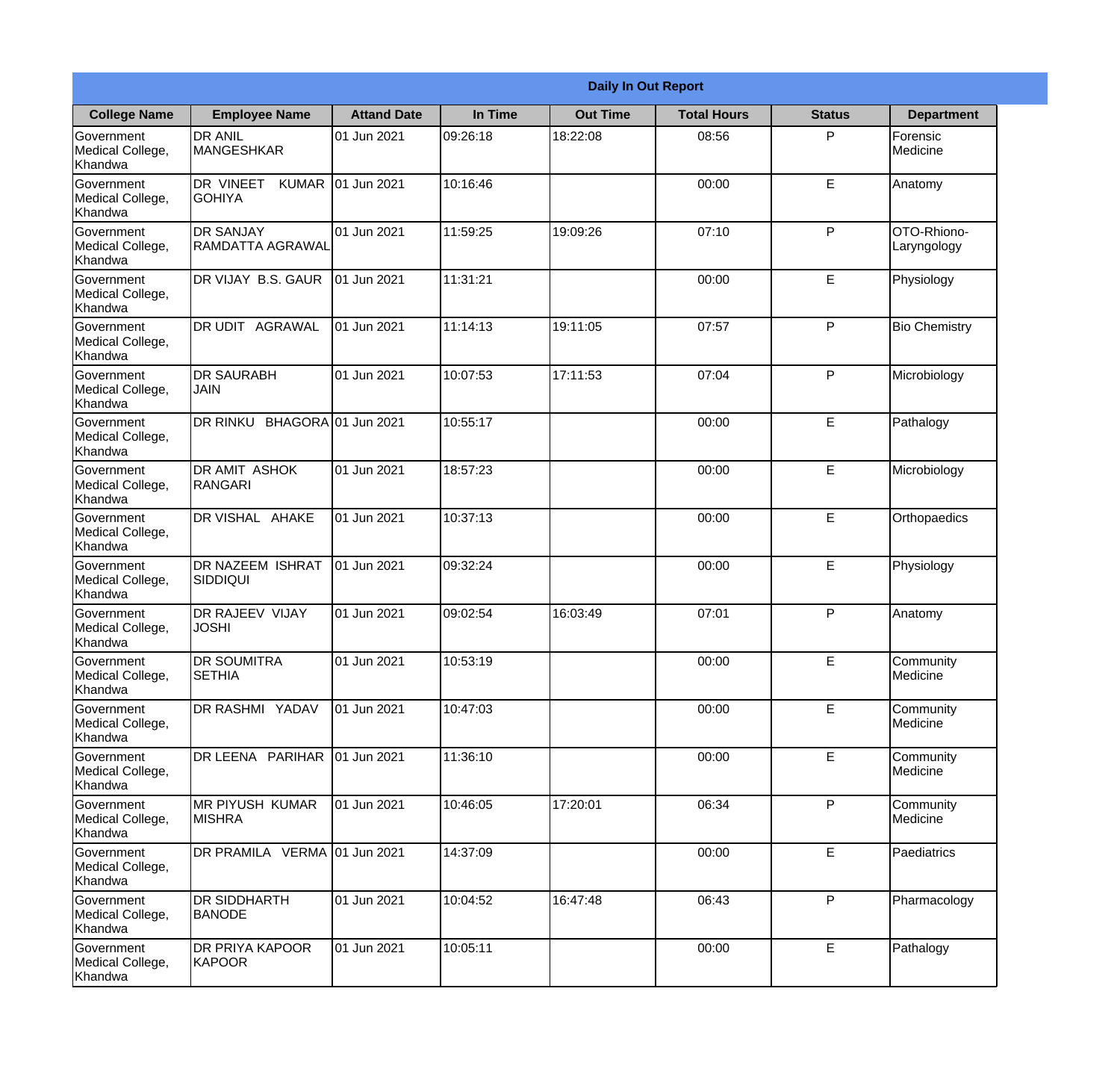**Daily In Out Report**

| College Name | Employee Name | Attand Date | In Time | Out Time | Total Hours | Status | Department |
|---|---|---|---|---|---|---|---|
| Government Medical College, Khandwa | DR ANIL MANGESHKAR | 01 Jun 2021 | 09:26:18 | 18:22:08 | 08:56 | P | Forensic Medicine |
| Government Medical College, Khandwa | DR VINEET KUMAR GOHIYA | 01 Jun 2021 | 10:16:46 | | 00:00 | E | Anatomy |
| Government Medical College, Khandwa | DR SANJAY RAMDATTA AGRAWAL | 01 Jun 2021 | 11:59:25 | 19:09:26 | 07:10 | P | OTO-Rhiono-Laryngology |
| Government Medical College, Khandwa | DR VIJAY B.S. GAUR | 01 Jun 2021 | 11:31:21 | | 00:00 | E | Physiology |
| Government Medical College, Khandwa | DR UDIT AGRAWAL | 01 Jun 2021 | 11:14:13 | 19:11:05 | 07:57 | P | Bio Chemistry |
| Government Medical College, Khandwa | DR SAURABH JAIN | 01 Jun 2021 | 10:07:53 | 17:11:53 | 07:04 | P | Microbiology |
| Government Medical College, Khandwa | DR RINKU BHAGORA | 01 Jun 2021 | 10:55:17 | | 00:00 | E | Pathalogy |
| Government Medical College, Khandwa | DR AMIT ASHOK RANGARI | 01 Jun 2021 | 18:57:23 | | 00:00 | E | Microbiology |
| Government Medical College, Khandwa | DR VISHAL AHAKE | 01 Jun 2021 | 10:37:13 | | 00:00 | E | Orthopaedics |
| Government Medical College, Khandwa | DR NAZEEM ISHRAT SIDDIQUI | 01 Jun 2021 | 09:32:24 | | 00:00 | E | Physiology |
| Government Medical College, Khandwa | DR RAJEEV VIJAY JOSHI | 01 Jun 2021 | 09:02:54 | 16:03:49 | 07:01 | P | Anatomy |
| Government Medical College, Khandwa | DR SOUMITRA SETHIA | 01 Jun 2021 | 10:53:19 | | 00:00 | E | Community Medicine |
| Government Medical College, Khandwa | DR RASHMI YADAV | 01 Jun 2021 | 10:47:03 | | 00:00 | E | Community Medicine |
| Government Medical College, Khandwa | DR LEENA PARIHAR | 01 Jun 2021 | 11:36:10 | | 00:00 | E | Community Medicine |
| Government Medical College, Khandwa | MR PIYUSH KUMAR MISHRA | 01 Jun 2021 | 10:46:05 | 17:20:01 | 06:34 | P | Community Medicine |
| Government Medical College, Khandwa | DR PRAMILA VERMA | 01 Jun 2021 | 14:37:09 | | 00:00 | E | Paediatrics |
| Government Medical College, Khandwa | DR SIDDHARTH BANODE | 01 Jun 2021 | 10:04:52 | 16:47:48 | 06:43 | P | Pharmacology |
| Government Medical College, Khandwa | DR PRIYA KAPOOR KAPOOR | 01 Jun 2021 | 10:05:11 | | 00:00 | E | Pathalogy |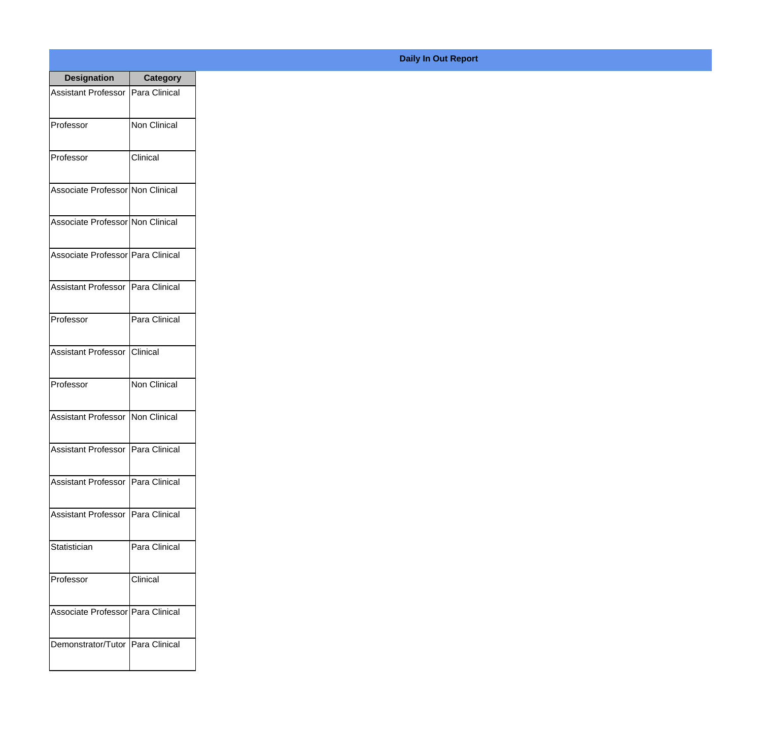**Daily In Out Report**

| Designation | Category |
|---|---|
| Assistant Professor | Para Clinical |
| Professor | Non Clinical |
| Professor | Clinical |
| Associate Professor | Non Clinical |
| Associate Professor | Non Clinical |
| Associate Professor | Para Clinical |
| Assistant Professor | Para Clinical |
| Professor | Para Clinical |
| Assistant Professor | Clinical |
| Professor | Non Clinical |
| Assistant Professor | Non Clinical |
| Assistant Professor | Para Clinical |
| Assistant Professor | Para Clinical |
| Assistant Professor | Para Clinical |
| Statistician | Para Clinical |
| Professor | Clinical |
| Associate Professor | Para Clinical |
| Demonstrator/Tutor | Para Clinical |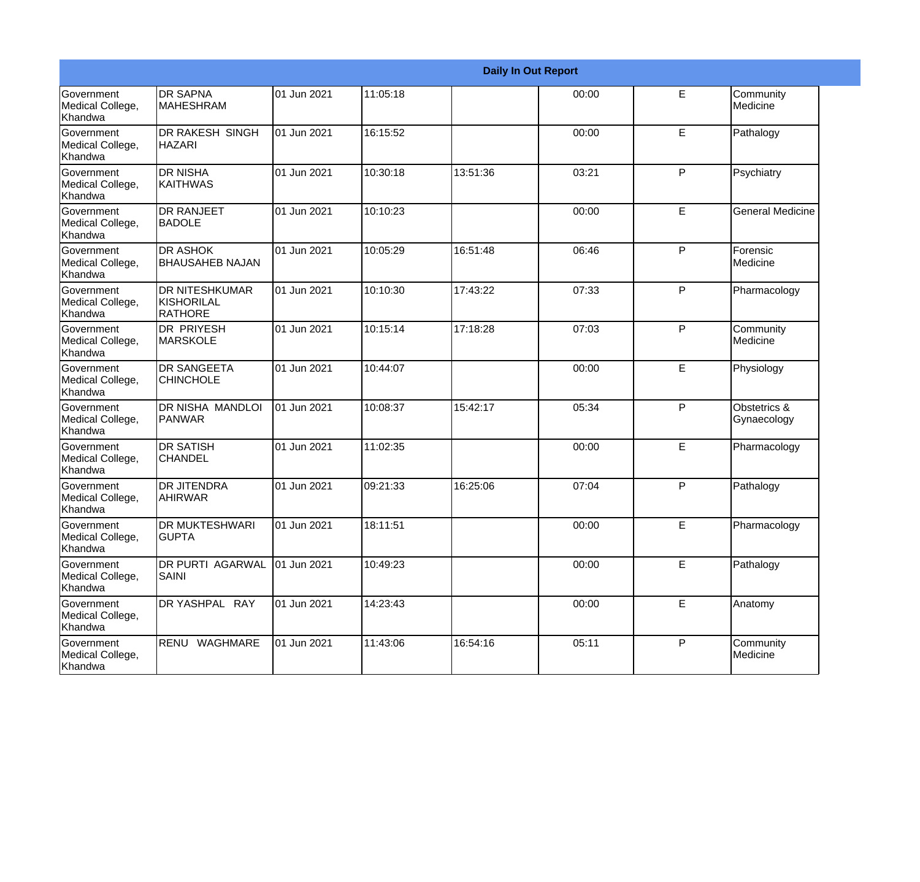| Daily In Out Report | | | | | | | |
|---|---|---|---|---|---|---|---|
| Government Medical College, Khandwa | DR SAPNA MAHESHRAM | 01 Jun 2021 | 11:05:18 | | 00:00 | E | Community Medicine |
| Government Medical College, Khandwa | DR RAKESH SINGH HAZARI | 01 Jun 2021 | 16:15:52 | | 00:00 | E | Pathalogy |
| Government Medical College, Khandwa | DR NISHA KAITHWAS | 01 Jun 2021 | 10:30:18 | 13:51:36 | 03:21 | P | Psychiatry |
| Government Medical College, Khandwa | DR RANJEET BADOLE | 01 Jun 2021 | 10:10:23 | | 00:00 | E | General Medicine |
| Government Medical College, Khandwa | DR ASHOK BHAUSAHEB NAJAN | 01 Jun 2021 | 10:05:29 | 16:51:48 | 06:46 | P | Forensic Medicine |
| Government Medical College, Khandwa | DR NITESHKUMAR KISHORILAL RATHORE | 01 Jun 2021 | 10:10:30 | 17:43:22 | 07:33 | P | Pharmacology |
| Government Medical College, Khandwa | DR PRIYESH MARSKOLE | 01 Jun 2021 | 10:15:14 | 17:18:28 | 07:03 | P | Community Medicine |
| Government Medical College, Khandwa | DR SANGEETA CHINCHOLE | 01 Jun 2021 | 10:44:07 | | 00:00 | E | Physiology |
| Government Medical College, Khandwa | DR NISHA MANDLOI PANWAR | 01 Jun 2021 | 10:08:37 | 15:42:17 | 05:34 | P | Obstetrics & Gynaecology |
| Government Medical College, Khandwa | DR SATISH CHANDEL | 01 Jun 2021 | 11:02:35 | | 00:00 | E | Pharmacology |
| Government Medical College, Khandwa | DR JITENDRA AHIRWAR | 01 Jun 2021 | 09:21:33 | 16:25:06 | 07:04 | P | Pathalogy |
| Government Medical College, Khandwa | DR MUKTESHWARI GUPTA | 01 Jun 2021 | 18:11:51 | | 00:00 | E | Pharmacology |
| Government Medical College, Khandwa | DR PURTI AGARWAL SAINI | 01 Jun 2021 | 10:49:23 | | 00:00 | E | Pathalogy |
| Government Medical College, Khandwa | DR YASHPAL RAY | 01 Jun 2021 | 14:23:43 | | 00:00 | E | Anatomy |
| Government Medical College, Khandwa | RENU WAGHMARE | 01 Jun 2021 | 11:43:06 | 16:54:16 | 05:11 | P | Community Medicine |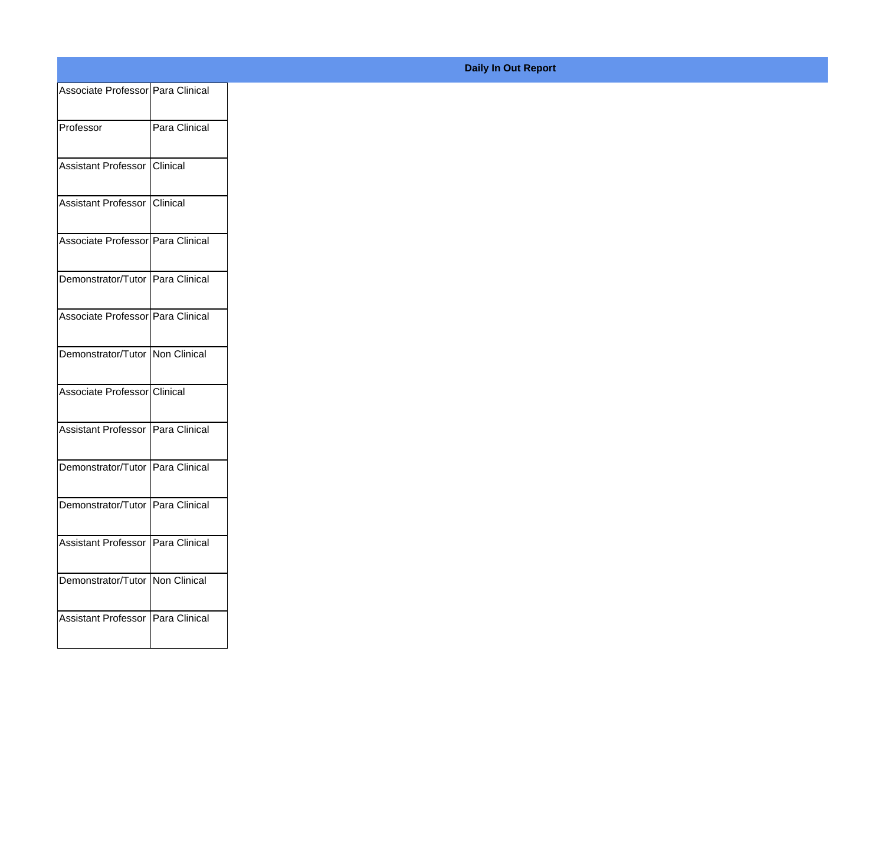## Daily In Out Report

| | |
|---|---|
| Associate Professor | Para Clinical |
| Professor | Para Clinical |
| Assistant Professor | Clinical |
| Assistant Professor | Clinical |
| Associate Professor | Para Clinical |
| Demonstrator/Tutor | Para Clinical |
| Associate Professor | Para Clinical |
| Demonstrator/Tutor | Non Clinical |
| Associate Professor | Clinical |
| Assistant Professor | Para Clinical |
| Demonstrator/Tutor | Para Clinical |
| Demonstrator/Tutor | Para Clinical |
| Assistant Professor | Para Clinical |
| Demonstrator/Tutor | Non Clinical |
| Assistant Professor | Para Clinical |